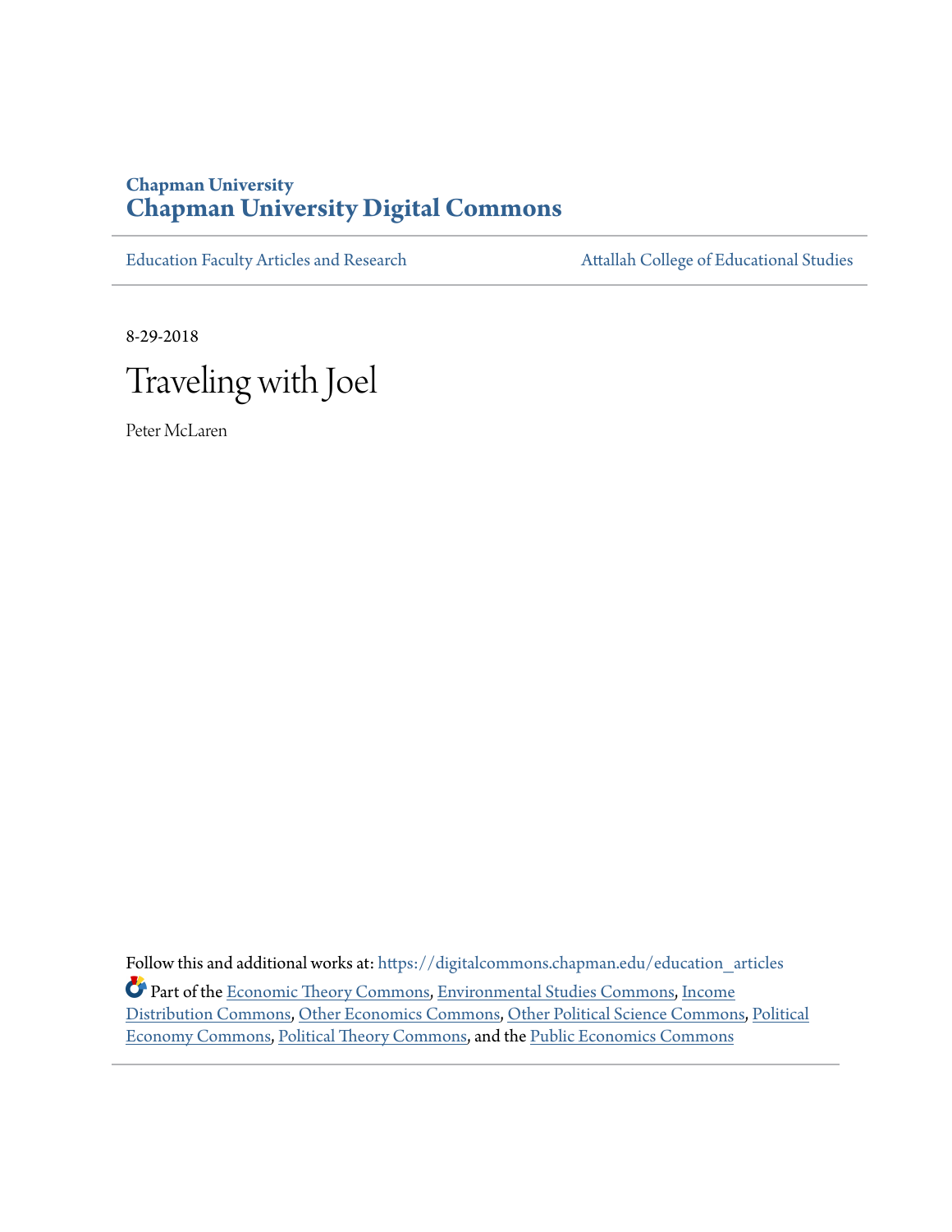Chapman University

# Chapman University Digital Commons

Education Faculty Articles and Research | Attallah College of Educational Studies

8-29-2018

# Traveling with Joel

Peter McLaren

Follow this and additional works at: https://digitalcommons.chapman.edu/education_articles

Part of the Economic Theory Commons, Environmental Studies Commons, Income Distribution Commons, Other Economics Commons, Other Political Science Commons, Political Economy Commons, Political Theory Commons, and the Public Economics Commons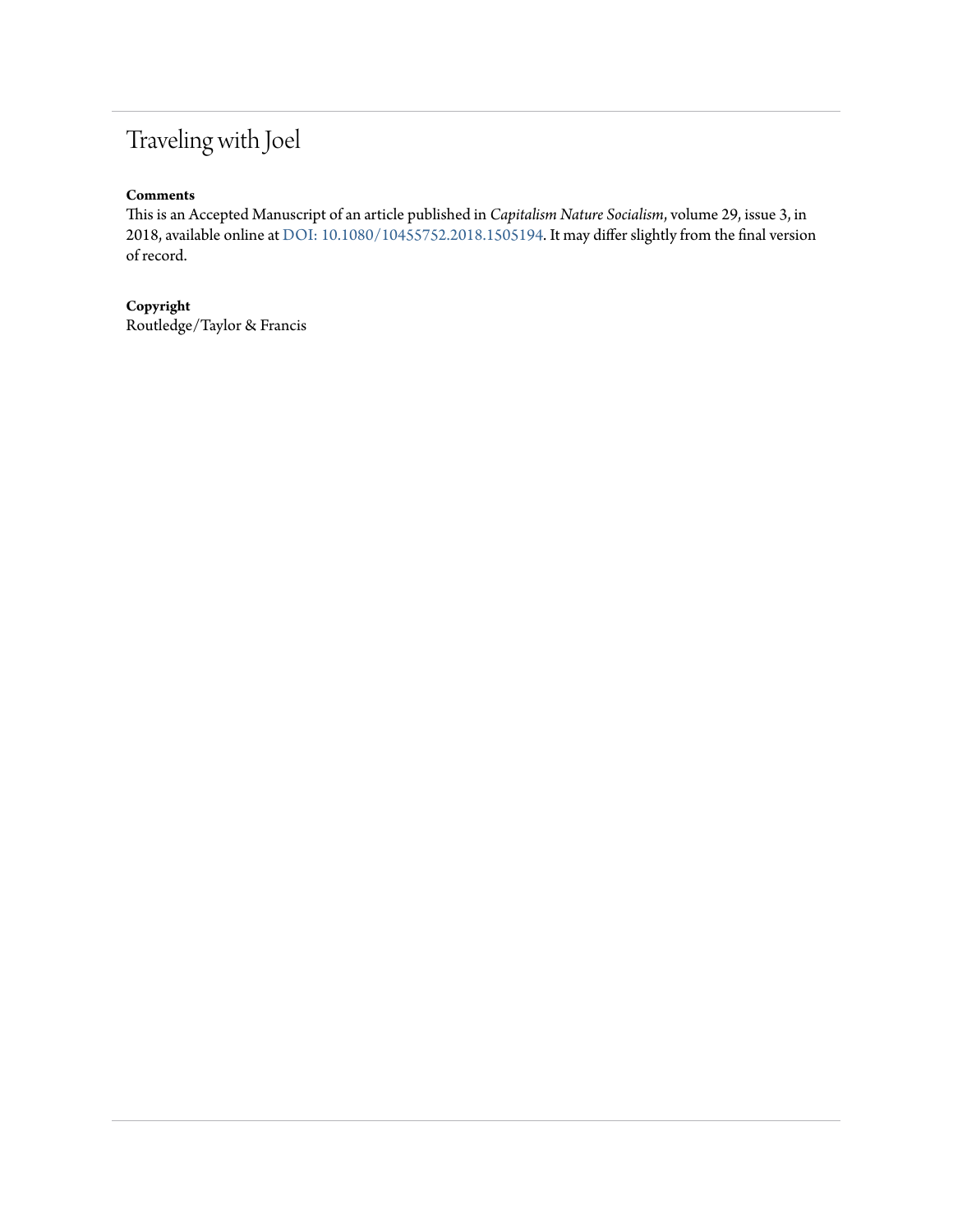# Traveling with Joel

**Comments**

This is an Accepted Manuscript of an article published in *Capitalism Nature Socialism*, volume 29, issue 3, in 2018, available online at DOI: 10.1080/10455752.2018.1505194. It may differ slightly from the final version of record.

**Copyright**

Routledge/Taylor & Francis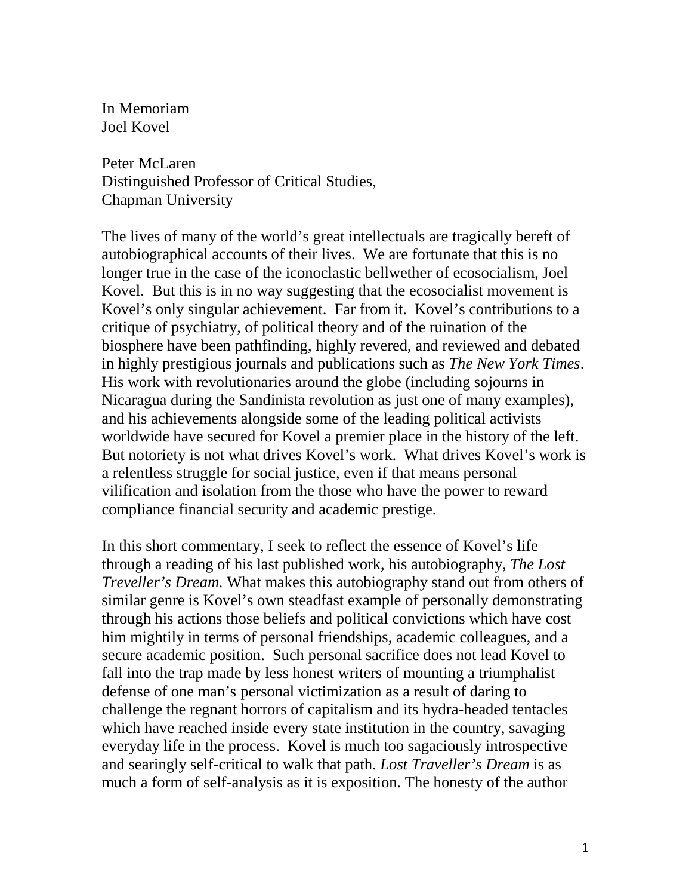In Memoriam
Joel Kovel

Peter McLaren
Distinguished Professor of Critical Studies,
Chapman University

The lives of many of the world's great intellectuals are tragically bereft of autobiographical accounts of their lives. We are fortunate that this is no longer true in the case of the iconoclastic bellwether of ecosocialism, Joel Kovel. But this is in no way suggesting that the ecosocialist movement is Kovel's only singular achievement. Far from it. Kovel's contributions to a critique of psychiatry, of political theory and of the ruination of the biosphere have been pathfinding, highly revered, and reviewed and debated in highly prestigious journals and publications such as *The New York Times*. His work with revolutionaries around the globe (including sojourns in Nicaragua during the Sandinista revolution as just one of many examples), and his achievements alongside some of the leading political activists worldwide have secured for Kovel a premier place in the history of the left. But notoriety is not what drives Kovel's work. What drives Kovel's work is a relentless struggle for social justice, even if that means personal vilification and isolation from the those who have the power to reward compliance financial security and academic prestige.

In this short commentary, I seek to reflect the essence of Kovel's life through a reading of his last published work, his autobiography, *The Lost Treveller's Dream.* What makes this autobiography stand out from others of similar genre is Kovel's own steadfast example of personally demonstrating through his actions those beliefs and political convictions which have cost him mightily in terms of personal friendships, academic colleagues, and a secure academic position. Such personal sacrifice does not lead Kovel to fall into the trap made by less honest writers of mounting a triumphalist defense of one man's personal victimization as a result of daring to challenge the regnant horrors of capitalism and its hydra-headed tentacles which have reached inside every state institution in the country, savaging everyday life in the process. Kovel is much too sagaciously introspective and searingly self-critical to walk that path. *Lost Traveller's Dream* is as much a form of self-analysis as it is exposition. The honesty of the author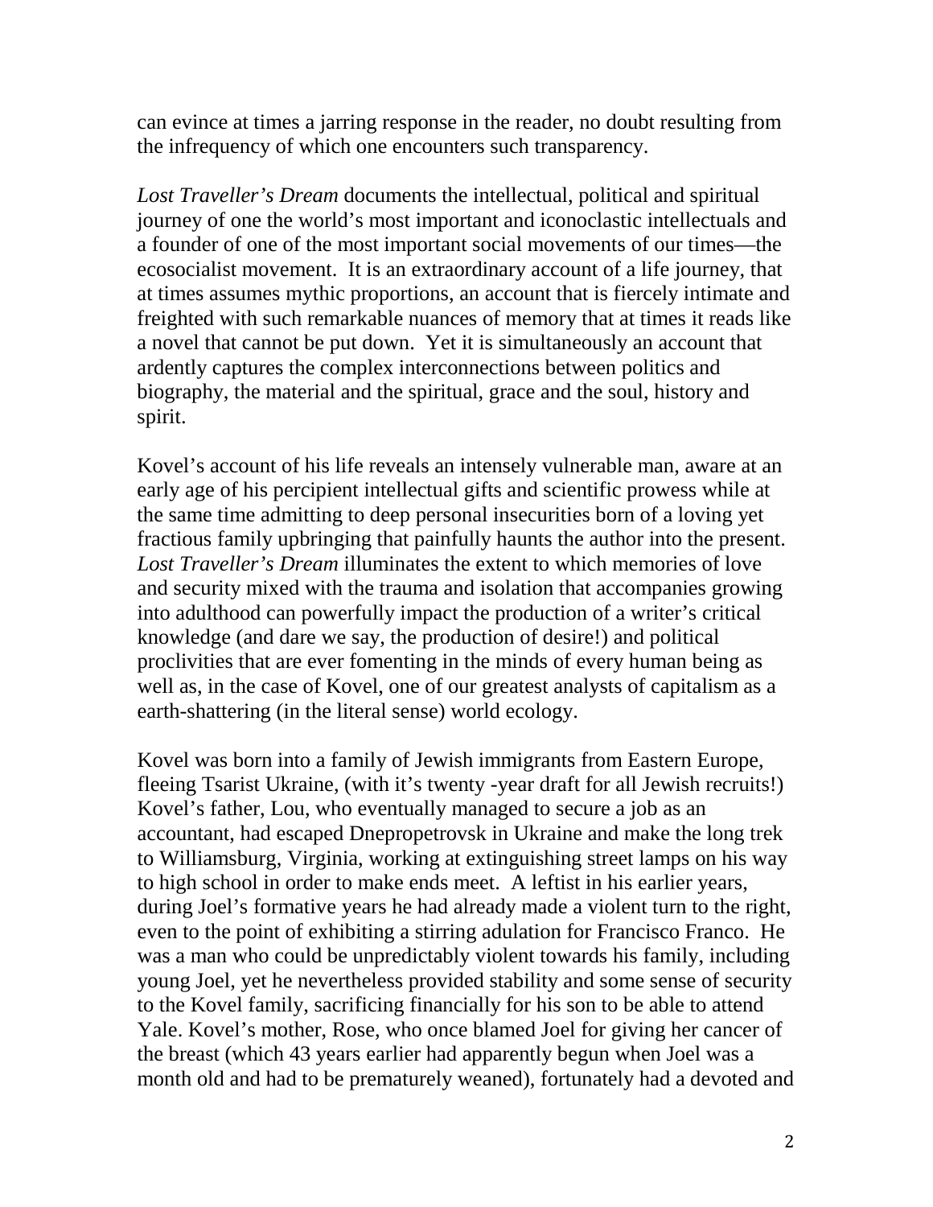can evince at times a jarring response in the reader, no doubt resulting from the infrequency of which one encounters such transparency.

*Lost Traveller's Dream* documents the intellectual, political and spiritual journey of one the world's most important and iconoclastic intellectuals and a founder of one of the most important social movements of our times—the ecosocialist movement. It is an extraordinary account of a life journey, that at times assumes mythic proportions, an account that is fiercely intimate and freighted with such remarkable nuances of memory that at times it reads like a novel that cannot be put down. Yet it is simultaneously an account that ardently captures the complex interconnections between politics and biography, the material and the spiritual, grace and the soul, history and spirit.

Kovel's account of his life reveals an intensely vulnerable man, aware at an early age of his percipient intellectual gifts and scientific prowess while at the same time admitting to deep personal insecurities born of a loving yet fractious family upbringing that painfully haunts the author into the present. *Lost Traveller's Dream* illuminates the extent to which memories of love and security mixed with the trauma and isolation that accompanies growing into adulthood can powerfully impact the production of a writer's critical knowledge (and dare we say, the production of desire!) and political proclivities that are ever fomenting in the minds of every human being as well as, in the case of Kovel, one of our greatest analysts of capitalism as a earth-shattering (in the literal sense) world ecology.

Kovel was born into a family of Jewish immigrants from Eastern Europe, fleeing Tsarist Ukraine, (with it's twenty -year draft for all Jewish recruits!) Kovel's father, Lou, who eventually managed to secure a job as an accountant, had escaped Dnepropetrovsk in Ukraine and make the long trek to Williamsburg, Virginia, working at extinguishing street lamps on his way to high school in order to make ends meet. A leftist in his earlier years, during Joel's formative years he had already made a violent turn to the right, even to the point of exhibiting a stirring adulation for Francisco Franco. He was a man who could be unpredictably violent towards his family, including young Joel, yet he nevertheless provided stability and some sense of security to the Kovel family, sacrificing financially for his son to be able to attend Yale. Kovel's mother, Rose, who once blamed Joel for giving her cancer of the breast (which 43 years earlier had apparently begun when Joel was a month old and had to be prematurely weaned), fortunately had a devoted and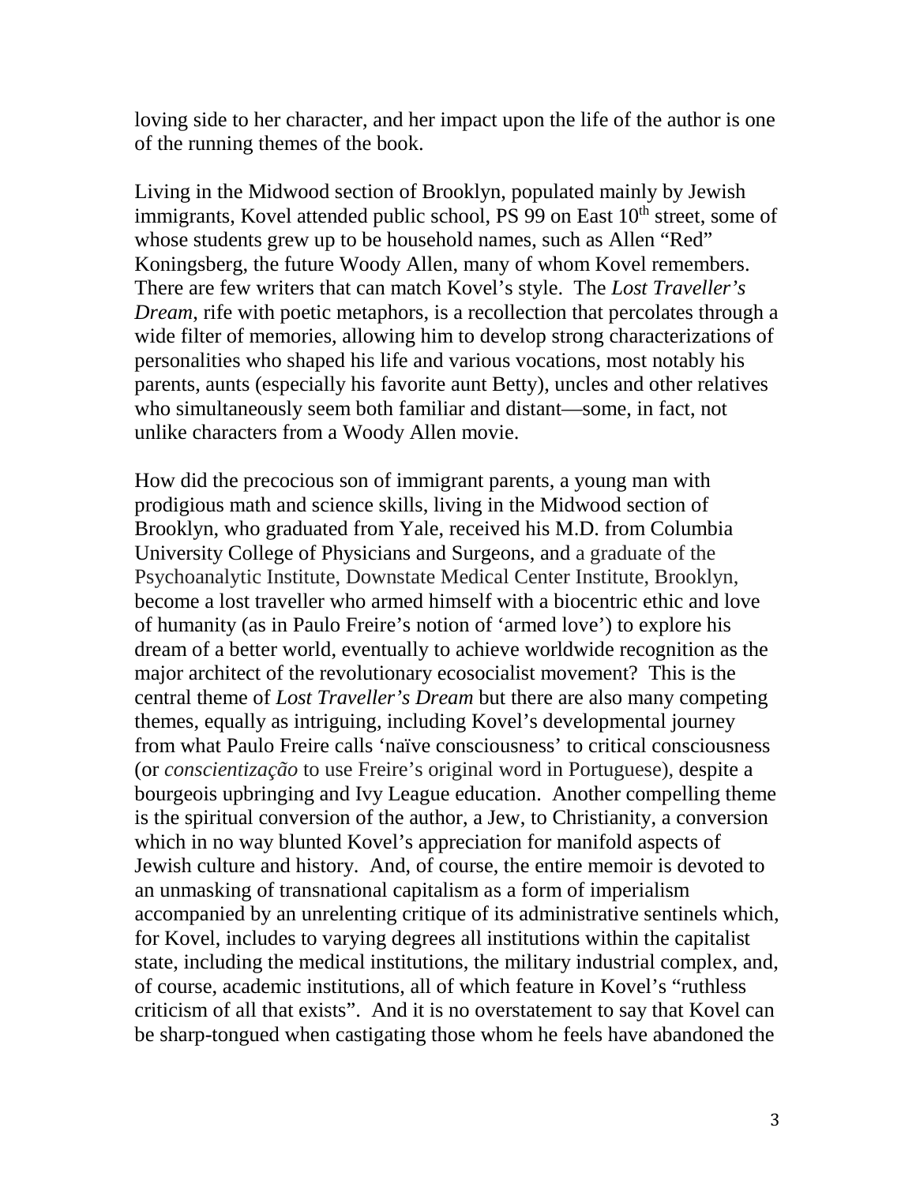loving side to her character, and her impact upon the life of the author is one of the running themes of the book.

Living in the Midwood section of Brooklyn, populated mainly by Jewish immigrants, Kovel attended public school, PS 99 on East 10th street, some of whose students grew up to be household names, such as Allen "Red" Koningsberg, the future Woody Allen, many of whom Kovel remembers. There are few writers that can match Kovel's style. The *Lost Traveller's Dream,* rife with poetic metaphors, is a recollection that percolates through a wide filter of memories, allowing him to develop strong characterizations of personalities who shaped his life and various vocations, most notably his parents, aunts (especially his favorite aunt Betty), uncles and other relatives who simultaneously seem both familiar and distant—some, in fact, not unlike characters from a Woody Allen movie.

How did the precocious son of immigrant parents, a young man with prodigious math and science skills, living in the Midwood section of Brooklyn, who graduated from Yale, received his M.D. from Columbia University College of Physicians and Surgeons, and a graduate of the Psychoanalytic Institute, Downstate Medical Center Institute, Brooklyn, become a lost traveller who armed himself with a biocentric ethic and love of humanity (as in Paulo Freire's notion of 'armed love') to explore his dream of a better world, eventually to achieve worldwide recognition as the major architect of the revolutionary ecosocialist movement? This is the central theme of *Lost Traveller's Dream* but there are also many competing themes, equally as intriguing, including Kovel's developmental journey from what Paulo Freire calls 'naïve consciousness' to critical consciousness (or *conscientização* to use Freire's original word in Portuguese), despite a bourgeois upbringing and Ivy League education. Another compelling theme is the spiritual conversion of the author, a Jew, to Christianity, a conversion which in no way blunted Kovel's appreciation for manifold aspects of Jewish culture and history. And, of course, the entire memoir is devoted to an unmasking of transnational capitalism as a form of imperialism accompanied by an unrelenting critique of its administrative sentinels which, for Kovel, includes to varying degrees all institutions within the capitalist state, including the medical institutions, the military industrial complex, and, of course, academic institutions, all of which feature in Kovel's "ruthless criticism of all that exists". And it is no overstatement to say that Kovel can be sharp-tongued when castigating those whom he feels have abandoned the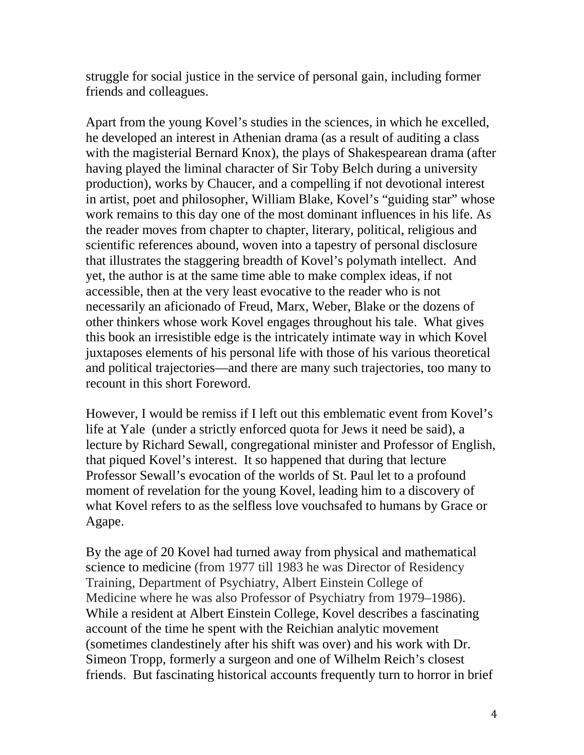struggle for social justice in the service of personal gain, including former friends and colleagues.

Apart from the young Kovel's studies in the sciences, in which he excelled, he developed an interest in Athenian drama (as a result of auditing a class with the magisterial Bernard Knox), the plays of Shakespearean drama (after having played the liminal character of Sir Toby Belch during a university production), works by Chaucer, and a compelling if not devotional interest in artist, poet and philosopher, William Blake, Kovel's "guiding star" whose work remains to this day one of the most dominant influences in his life. As the reader moves from chapter to chapter, literary, political, religious and scientific references abound, woven into a tapestry of personal disclosure that illustrates the staggering breadth of Kovel's polymath intellect. And yet, the author is at the same time able to make complex ideas, if not accessible, then at the very least evocative to the reader who is not necessarily an aficionado of Freud, Marx, Weber, Blake or the dozens of other thinkers whose work Kovel engages throughout his tale. What gives this book an irresistible edge is the intricately intimate way in which Kovel juxtaposes elements of his personal life with those of his various theoretical and political trajectories—and there are many such trajectories, too many to recount in this short Foreword.

However, I would be remiss if I left out this emblematic event from Kovel's life at Yale (under a strictly enforced quota for Jews it need be said), a lecture by Richard Sewall, congregational minister and Professor of English, that piqued Kovel's interest. It so happened that during that lecture Professor Sewall's evocation of the worlds of St. Paul let to a profound moment of revelation for the young Kovel, leading him to a discovery of what Kovel refers to as the selfless love vouchsafed to humans by Grace or Agape.

By the age of 20 Kovel had turned away from physical and mathematical science to medicine (from 1977 till 1983 he was Director of Residency Training, Department of Psychiatry, Albert Einstein College of Medicine where he was also Professor of Psychiatry from 1979–1986). While a resident at Albert Einstein College, Kovel describes a fascinating account of the time he spent with the Reichian analytic movement (sometimes clandestinely after his shift was over) and his work with Dr. Simeon Tropp, formerly a surgeon and one of Wilhelm Reich's closest friends. But fascinating historical accounts frequently turn to horror in brief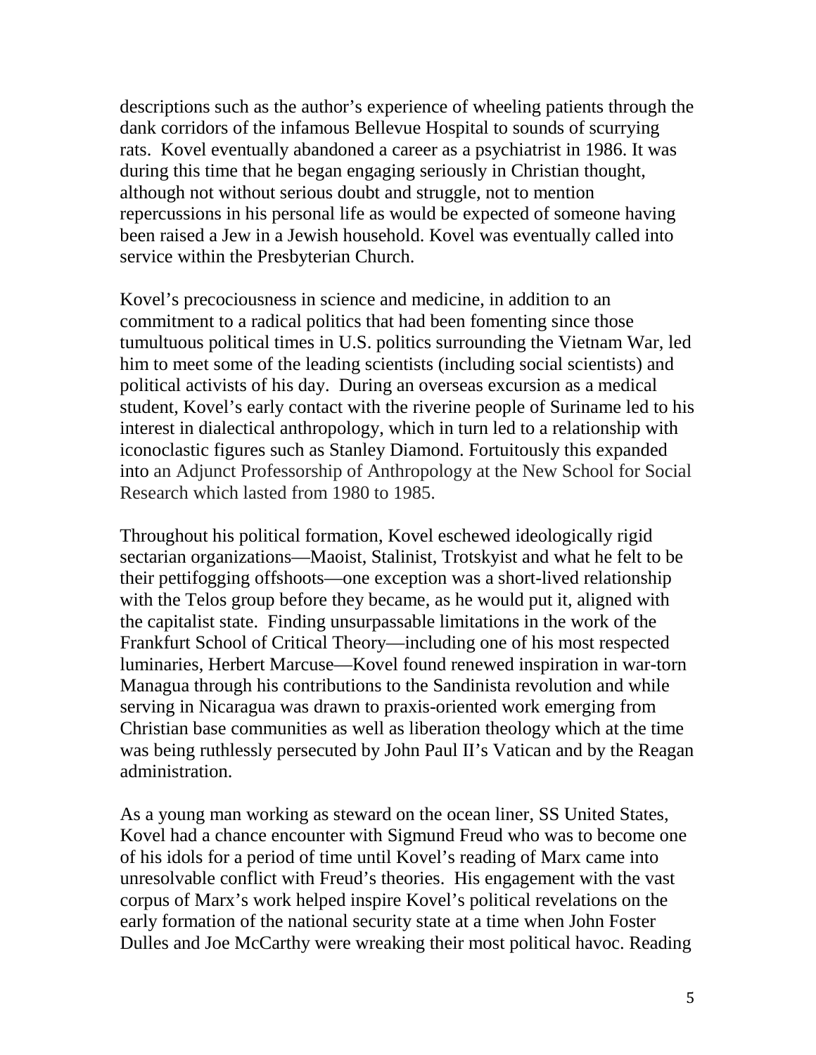descriptions such as the author's experience of wheeling patients through the dank corridors of the infamous Bellevue Hospital to sounds of scurrying rats. Kovel eventually abandoned a career as a psychiatrist in 1986. It was during this time that he began engaging seriously in Christian thought, although not without serious doubt and struggle, not to mention repercussions in his personal life as would be expected of someone having been raised a Jew in a Jewish household. Kovel was eventually called into service within the Presbyterian Church.

Kovel's precociousness in science and medicine, in addition to an commitment to a radical politics that had been fomenting since those tumultuous political times in U.S. politics surrounding the Vietnam War, led him to meet some of the leading scientists (including social scientists) and political activists of his day. During an overseas excursion as a medical student, Kovel's early contact with the riverine people of Suriname led to his interest in dialectical anthropology, which in turn led to a relationship with iconoclastic figures such as Stanley Diamond. Fortuitously this expanded into an Adjunct Professorship of Anthropology at the New School for Social Research which lasted from 1980 to 1985.

Throughout his political formation, Kovel eschewed ideologically rigid sectarian organizations—Maoist, Stalinist, Trotskyist and what he felt to be their pettifogging offshoots—one exception was a short-lived relationship with the Telos group before they became, as he would put it, aligned with the capitalist state. Finding unsurpassable limitations in the work of the Frankfurt School of Critical Theory—including one of his most respected luminaries, Herbert Marcuse—Kovel found renewed inspiration in war-torn Managua through his contributions to the Sandinista revolution and while serving in Nicaragua was drawn to praxis-oriented work emerging from Christian base communities as well as liberation theology which at the time was being ruthlessly persecuted by John Paul II's Vatican and by the Reagan administration.

As a young man working as steward on the ocean liner, SS United States, Kovel had a chance encounter with Sigmund Freud who was to become one of his idols for a period of time until Kovel's reading of Marx came into unresolvable conflict with Freud's theories. His engagement with the vast corpus of Marx's work helped inspire Kovel's political revelations on the early formation of the national security state at a time when John Foster Dulles and Joe McCarthy were wreaking their most political havoc. Reading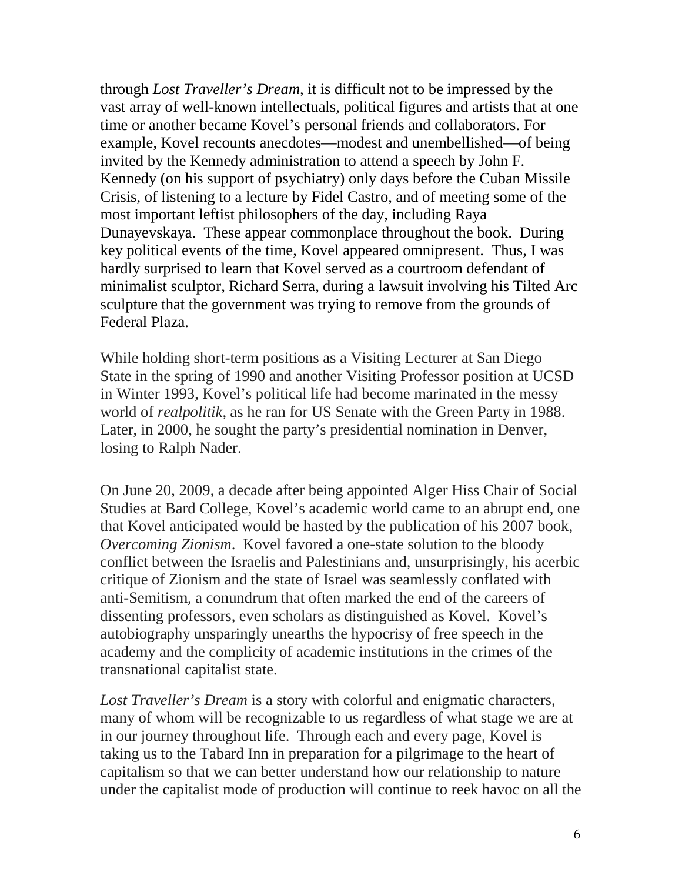through *Lost Traveller's Dream*, it is difficult not to be impressed by the vast array of well-known intellectuals, political figures and artists that at one time or another became Kovel's personal friends and collaborators. For example, Kovel recounts anecdotes—modest and unembellished—of being invited by the Kennedy administration to attend a speech by John F. Kennedy (on his support of psychiatry) only days before the Cuban Missile Crisis, of listening to a lecture by Fidel Castro, and of meeting some of the most important leftist philosophers of the day, including Raya Dunayevskaya. These appear commonplace throughout the book. During key political events of the time, Kovel appeared omnipresent. Thus, I was hardly surprised to learn that Kovel served as a courtroom defendant of minimalist sculptor, Richard Serra, during a lawsuit involving his Tilted Arc sculpture that the government was trying to remove from the grounds of Federal Plaza.

While holding short-term positions as a Visiting Lecturer at San Diego State in the spring of 1990 and another Visiting Professor position at UCSD in Winter 1993, Kovel's political life had become marinated in the messy world of *realpolitik*, as he ran for US Senate with the Green Party in 1988. Later, in 2000, he sought the party's presidential nomination in Denver, losing to Ralph Nader.

On June 20, 2009, a decade after being appointed Alger Hiss Chair of Social Studies at Bard College, Kovel's academic world came to an abrupt end, one that Kovel anticipated would be hasted by the publication of his 2007 book, *Overcoming Zionism*. Kovel favored a one-state solution to the bloody conflict between the Israelis and Palestinians and, unsurprisingly, his acerbic critique of Zionism and the state of Israel was seamlessly conflated with anti-Semitism, a conundrum that often marked the end of the careers of dissenting professors, even scholars as distinguished as Kovel. Kovel's autobiography unsparingly unearths the hypocrisy of free speech in the academy and the complicity of academic institutions in the crimes of the transnational capitalist state.

*Lost Traveller's Dream* is a story with colorful and enigmatic characters, many of whom will be recognizable to us regardless of what stage we are at in our journey throughout life. Through each and every page, Kovel is taking us to the Tabard Inn in preparation for a pilgrimage to the heart of capitalism so that we can better understand how our relationship to nature under the capitalist mode of production will continue to reek havoc on all the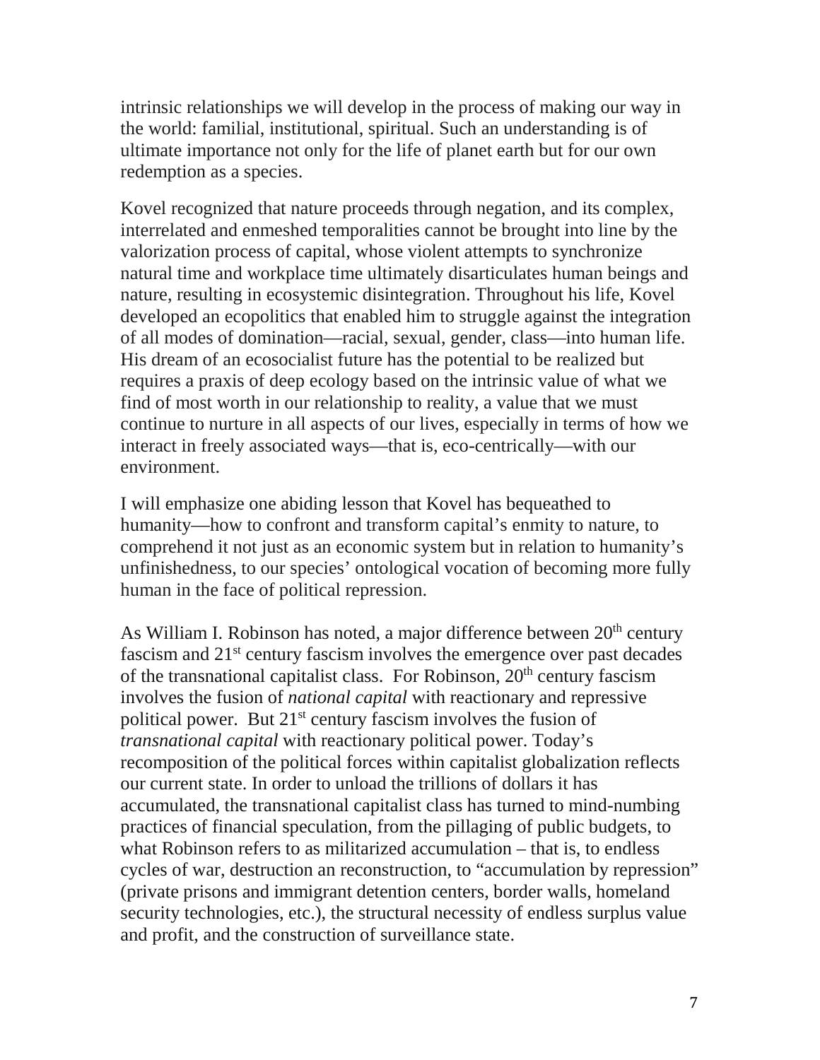intrinsic relationships we will develop in the process of making our way in the world: familial, institutional, spiritual. Such an understanding is of ultimate importance not only for the life of planet earth but for our own redemption as a species.

Kovel recognized that nature proceeds through negation, and its complex, interrelated and enmeshed temporalities cannot be brought into line by the valorization process of capital, whose violent attempts to synchronize natural time and workplace time ultimately disarticulates human beings and nature, resulting in ecosystemic disintegration. Throughout his life, Kovel developed an ecopolitics that enabled him to struggle against the integration of all modes of domination—racial, sexual, gender, class—into human life. His dream of an ecosocialist future has the potential to be realized but requires a praxis of deep ecology based on the intrinsic value of what we find of most worth in our relationship to reality, a value that we must continue to nurture in all aspects of our lives, especially in terms of how we interact in freely associated ways—that is, eco-centrically—with our environment.

I will emphasize one abiding lesson that Kovel has bequeathed to humanity—how to confront and transform capital's enmity to nature, to comprehend it not just as an economic system but in relation to humanity's unfinishedness, to our species' ontological vocation of becoming more fully human in the face of political repression.

As William I. Robinson has noted, a major difference between 20th century fascism and 21st century fascism involves the emergence over past decades of the transnational capitalist class. For Robinson, 20th century fascism involves the fusion of *national capital* with reactionary and repressive political power. But 21st century fascism involves the fusion of *transnational capital* with reactionary political power. Today's recomposition of the political forces within capitalist globalization reflects our current state. In order to unload the trillions of dollars it has accumulated, the transnational capitalist class has turned to mind-numbing practices of financial speculation, from the pillaging of public budgets, to what Robinson refers to as militarized accumulation – that is, to endless cycles of war, destruction an reconstruction, to "accumulation by repression" (private prisons and immigrant detention centers, border walls, homeland security technologies, etc.), the structural necessity of endless surplus value and profit, and the construction of surveillance state.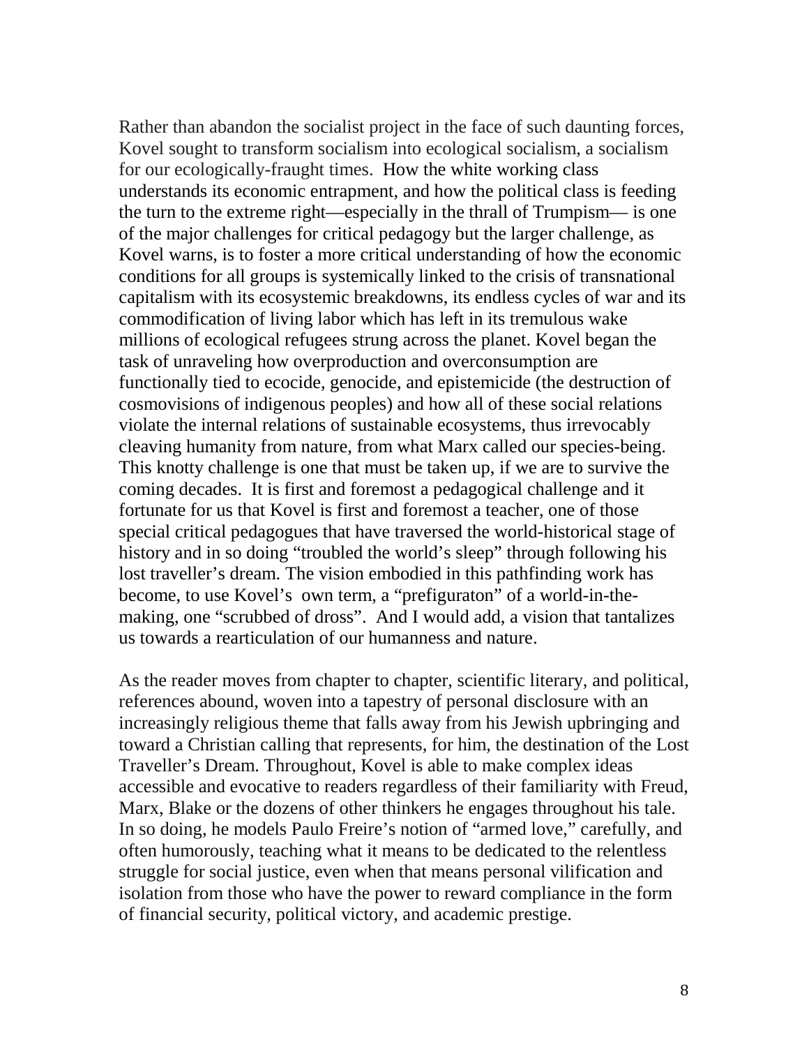Rather than abandon the socialist project in the face of such daunting forces, Kovel sought to transform socialism into ecological socialism, a socialism for our ecologically-fraught times. How the white working class understands its economic entrapment, and how the political class is feeding the turn to the extreme right—especially in the thrall of Trumpism— is one of the major challenges for critical pedagogy but the larger challenge, as Kovel warns, is to foster a more critical understanding of how the economic conditions for all groups is systemically linked to the crisis of transnational capitalism with its ecosystemic breakdowns, its endless cycles of war and its commodification of living labor which has left in its tremulous wake millions of ecological refugees strung across the planet. Kovel began the task of unraveling how overproduction and overconsumption are functionally tied to ecocide, genocide, and epistemicide (the destruction of cosmovisions of indigenous peoples) and how all of these social relations violate the internal relations of sustainable ecosystems, thus irrevocably cleaving humanity from nature, from what Marx called our species-being. This knotty challenge is one that must be taken up, if we are to survive the coming decades. It is first and foremost a pedagogical challenge and it fortunate for us that Kovel is first and foremost a teacher, one of those special critical pedagogues that have traversed the world-historical stage of history and in so doing "troubled the world's sleep" through following his lost traveller's dream. The vision embodied in this pathfinding work has become, to use Kovel's own term, a "prefiguraton" of a world-in-the-making, one "scrubbed of dross". And I would add, a vision that tantalizes us towards a rearticulation of our humanness and nature.

As the reader moves from chapter to chapter, scientific literary, and political, references abound, woven into a tapestry of personal disclosure with an increasingly religious theme that falls away from his Jewish upbringing and toward a Christian calling that represents, for him, the destination of the Lost Traveller's Dream. Throughout, Kovel is able to make complex ideas accessible and evocative to readers regardless of their familiarity with Freud, Marx, Blake or the dozens of other thinkers he engages throughout his tale. In so doing, he models Paulo Freire's notion of "armed love," carefully, and often humorously, teaching what it means to be dedicated to the relentless struggle for social justice, even when that means personal vilification and isolation from those who have the power to reward compliance in the form of financial security, political victory, and academic prestige.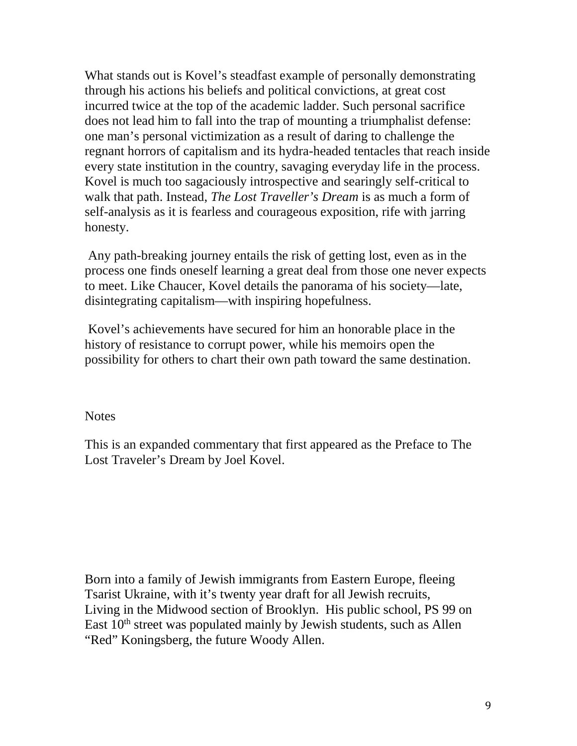What stands out is Kovel's steadfast example of personally demonstrating through his actions his beliefs and political convictions, at great cost incurred twice at the top of the academic ladder. Such personal sacrifice does not lead him to fall into the trap of mounting a triumphalist defense: one man's personal victimization as a result of daring to challenge the regnant horrors of capitalism and its hydra-headed tentacles that reach inside every state institution in the country, savaging everyday life in the process. Kovel is much too sagaciously introspective and searingly self-critical to walk that path. Instead, *The Lost Traveller's Dream* is as much a form of self-analysis as it is fearless and courageous exposition, rife with jarring honesty.

Any path-breaking journey entails the risk of getting lost, even as in the process one finds oneself learning a great deal from those one never expects to meet. Like Chaucer, Kovel details the panorama of his society—late, disintegrating capitalism—with inspiring hopefulness.

Kovel's achievements have secured for him an honorable place in the history of resistance to corrupt power, while his memoirs open the possibility for others to chart their own path toward the same destination.

Notes

This is an expanded commentary that first appeared as the Preface to The Lost Traveler's Dream by Joel Kovel.

Born into a family of Jewish immigrants from Eastern Europe, fleeing Tsarist Ukraine, with it's twenty year draft for all Jewish recruits, Living in the Midwood section of Brooklyn. His public school, PS 99 on East 10th street was populated mainly by Jewish students, such as Allen "Red" Koningsberg, the future Woody Allen.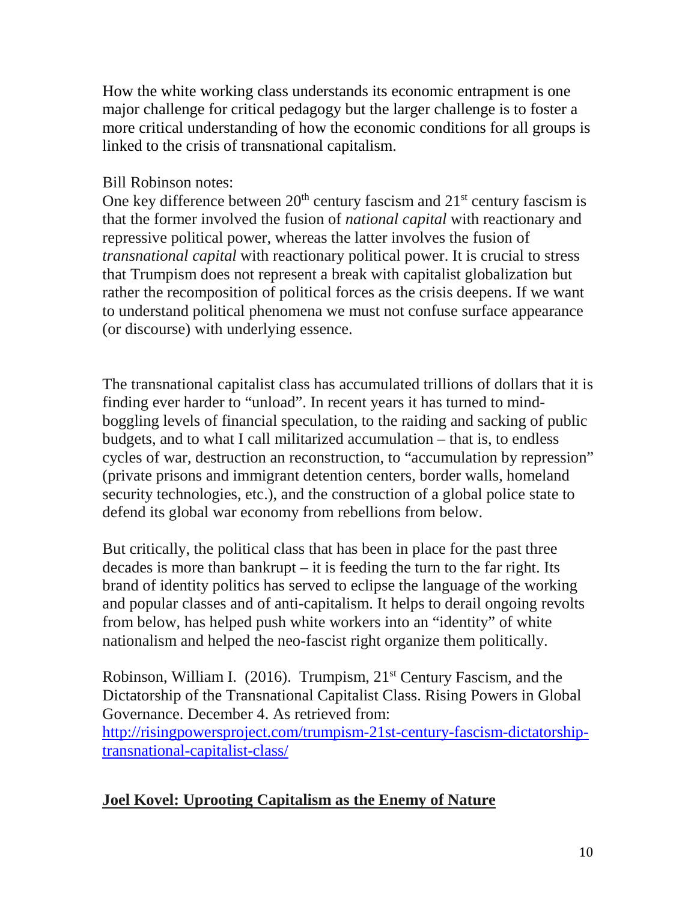How the white working class understands its economic entrapment is one major challenge for critical pedagogy but the larger challenge is to foster a more critical understanding of how the economic conditions for all groups is linked to the crisis of transnational capitalism.

Bill Robinson notes:
One key difference between 20th century fascism and 21st century fascism is that the former involved the fusion of *national capital* with reactionary and repressive political power, whereas the latter involves the fusion of *transnational capital* with reactionary political power. It is crucial to stress that Trumpism does not represent a break with capitalist globalization but rather the recomposition of political forces as the crisis deepens. If we want to understand political phenomena we must not confuse surface appearance (or discourse) with underlying essence.

The transnational capitalist class has accumulated trillions of dollars that it is finding ever harder to "unload". In recent years it has turned to mind-boggling levels of financial speculation, to the raiding and sacking of public budgets, and to what I call militarized accumulation – that is, to endless cycles of war, destruction an reconstruction, to "accumulation by repression" (private prisons and immigrant detention centers, border walls, homeland security technologies, etc.), and the construction of a global police state to defend its global war economy from rebellions from below.

But critically, the political class that has been in place for the past three decades is more than bankrupt – it is feeding the turn to the far right. Its brand of identity politics has served to eclipse the language of the working and popular classes and of anti-capitalism. It helps to derail ongoing revolts from below, has helped push white workers into an "identity" of white nationalism and helped the neo-fascist right organize them politically.

Robinson, William I. (2016). Trumpism, 21st Century Fascism, and the Dictatorship of the Transnational Capitalist Class. Rising Powers in Global Governance. December 4. As retrieved from: [http://risingpowersproject.com/trumpism-21st-century-fascism-dictatorship-transnational-capitalist-class/](http://risingpowersproject.com/trumpism-21st-century-fascism-dictatorship-transnational-capitalist-class/)

**Joel Kovel: Uprooting Capitalism as the Enemy of Nature**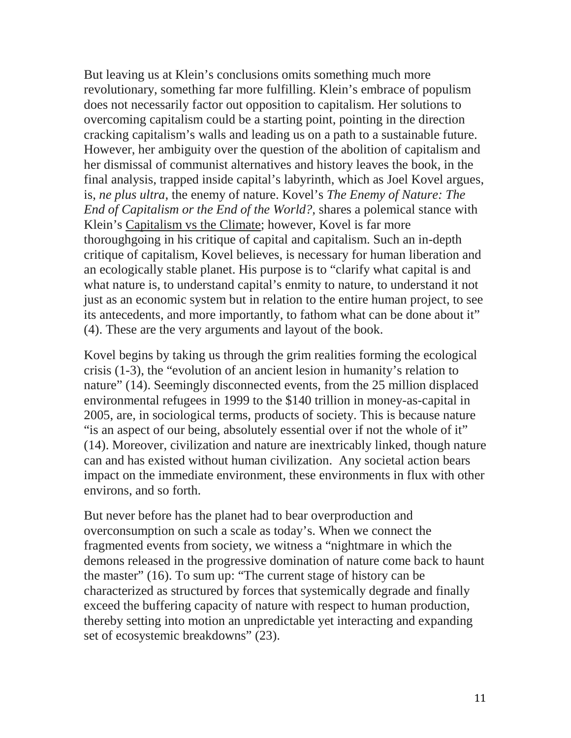But leaving us at Klein's conclusions omits something much more revolutionary, something far more fulfilling. Klein's embrace of populism does not necessarily factor out opposition to capitalism. Her solutions to overcoming capitalism could be a starting point, pointing in the direction cracking capitalism's walls and leading us on a path to a sustainable future. However, her ambiguity over the question of the abolition of capitalism and her dismissal of communist alternatives and history leaves the book, in the final analysis, trapped inside capital's labyrinth, which as Joel Kovel argues, is, *ne plus ultra*, the enemy of nature. Kovel's *The Enemy of Nature: The End of Capitalism or the End of the World?,* shares a polemical stance with Klein's <u>Capitalism vs the Climate</u>; however, Kovel is far more thoroughgoing in his critique of capital and capitalism. Such an in-depth critique of capitalism, Kovel believes, is necessary for human liberation and an ecologically stable planet. His purpose is to "clarify what capital is and what nature is, to understand capital's enmity to nature, to understand it not just as an economic system but in relation to the entire human project, to see its antecedents, and more importantly, to fathom what can be done about it" (4). These are the very arguments and layout of the book.

Kovel begins by taking us through the grim realities forming the ecological crisis (1-3), the "evolution of an ancient lesion in humanity's relation to nature" (14). Seemingly disconnected events, from the 25 million displaced environmental refugees in 1999 to the $140 trillion in money-as-capital in 2005, are, in sociological terms, products of society. This is because nature "is an aspect of our being, absolutely essential over if not the whole of it" (14). Moreover, civilization and nature are inextricably linked, though nature can and has existed without human civilization. Any societal action bears impact on the immediate environment, these environments in flux with other environs, and so forth.

But never before has the planet had to bear overproduction and overconsumption on such a scale as today's. When we connect the fragmented events from society, we witness a "nightmare in which the demons released in the progressive domination of nature come back to haunt the master" (16). To sum up: "The current stage of history can be characterized as structured by forces that systemically degrade and finally exceed the buffering capacity of nature with respect to human production, thereby setting into motion an unpredictable yet interacting and expanding set of ecosystemic breakdowns" (23).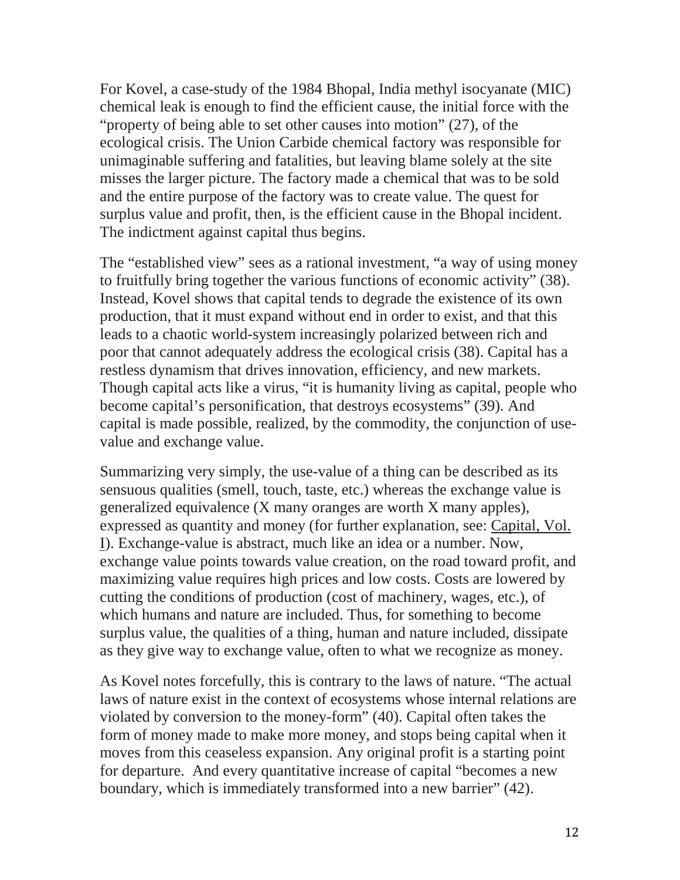For Kovel, a case-study of the 1984 Bhopal, India methyl isocyanate (MIC) chemical leak is enough to find the efficient cause, the initial force with the "property of being able to set other causes into motion" (27), of the ecological crisis. The Union Carbide chemical factory was responsible for unimaginable suffering and fatalities, but leaving blame solely at the site misses the larger picture. The factory made a chemical that was to be sold and the entire purpose of the factory was to create value. The quest for surplus value and profit, then, is the efficient cause in the Bhopal incident. The indictment against capital thus begins.

The "established view" sees as a rational investment, "a way of using money to fruitfully bring together the various functions of economic activity" (38). Instead, Kovel shows that capital tends to degrade the existence of its own production, that it must expand without end in order to exist, and that this leads to a chaotic world-system increasingly polarized between rich and poor that cannot adequately address the ecological crisis (38). Capital has a restless dynamism that drives innovation, efficiency, and new markets. Though capital acts like a virus, "it is humanity living as capital, people who become capital's personification, that destroys ecosystems" (39). And capital is made possible, realized, by the commodity, the conjunction of use-value and exchange value.

Summarizing very simply, the use-value of a thing can be described as its sensuous qualities (smell, touch, taste, etc.) whereas the exchange value is generalized equivalence (X many oranges are worth X many apples), expressed as quantity and money (for further explanation, see: Capital, Vol. I). Exchange-value is abstract, much like an idea or a number. Now, exchange value points towards value creation, on the road toward profit, and maximizing value requires high prices and low costs. Costs are lowered by cutting the conditions of production (cost of machinery, wages, etc.), of which humans and nature are included. Thus, for something to become surplus value, the qualities of a thing, human and nature included, dissipate as they give way to exchange value, often to what we recognize as money.

As Kovel notes forcefully, this is contrary to the laws of nature. "The actual laws of nature exist in the context of ecosystems whose internal relations are violated by conversion to the money-form" (40). Capital often takes the form of money made to make more money, and stops being capital when it moves from this ceaseless expansion. Any original profit is a starting point for departure. And every quantitative increase of capital "becomes a new boundary, which is immediately transformed into a new barrier" (42).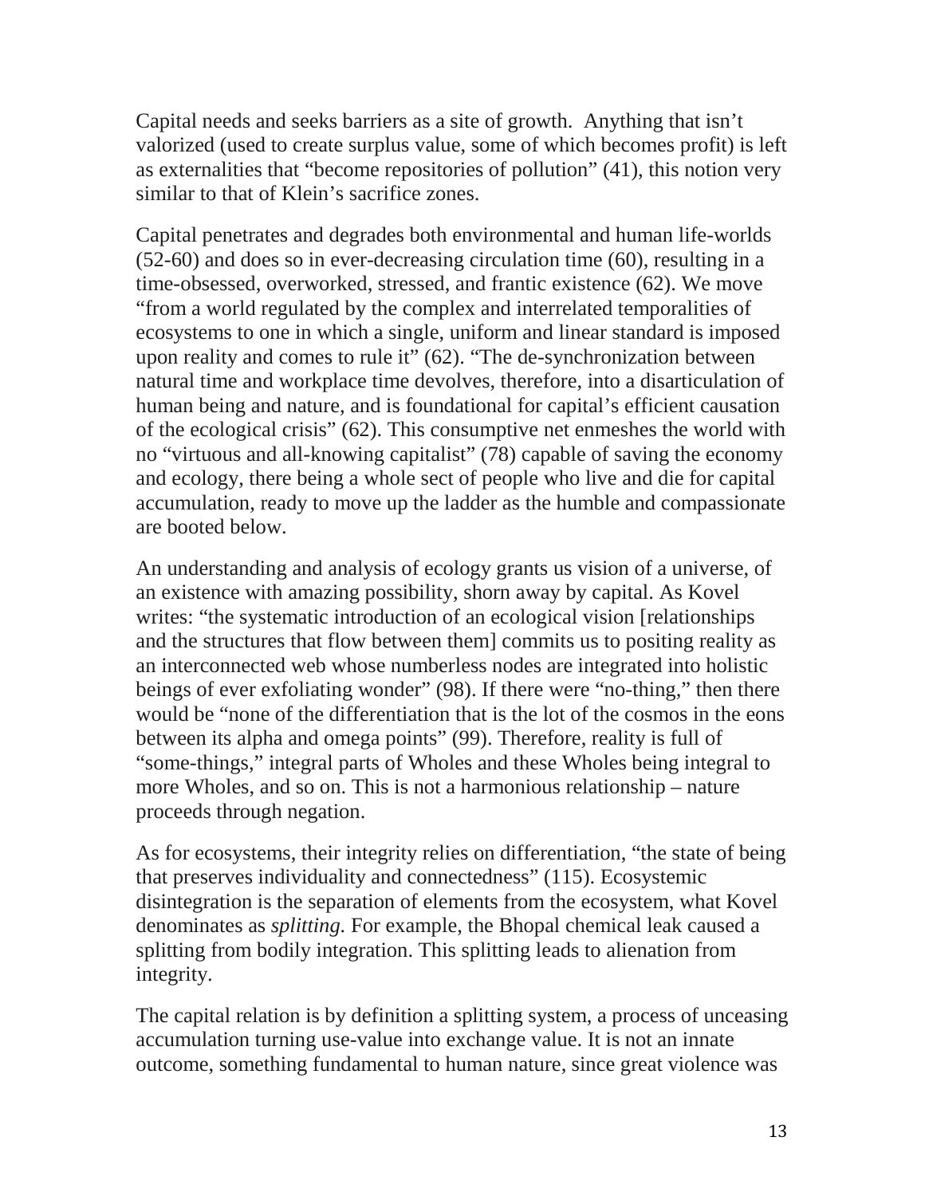Capital needs and seeks barriers as a site of growth. Anything that isn't valorized (used to create surplus value, some of which becomes profit) is left as externalities that "become repositories of pollution" (41), this notion very similar to that of Klein's sacrifice zones.

Capital penetrates and degrades both environmental and human life-worlds (52-60) and does so in ever-decreasing circulation time (60), resulting in a time-obsessed, overworked, stressed, and frantic existence (62). We move "from a world regulated by the complex and interrelated temporalities of ecosystems to one in which a single, uniform and linear standard is imposed upon reality and comes to rule it" (62). "The de-synchronization between natural time and workplace time devolves, therefore, into a disarticulation of human being and nature, and is foundational for capital's efficient causation of the ecological crisis" (62). This consumptive net enmeshes the world with no "virtuous and all-knowing capitalist" (78) capable of saving the economy and ecology, there being a whole sect of people who live and die for capital accumulation, ready to move up the ladder as the humble and compassionate are booted below.

An understanding and analysis of ecology grants us vision of a universe, of an existence with amazing possibility, shorn away by capital. As Kovel writes: "the systematic introduction of an ecological vision [relationships and the structures that flow between them] commits us to positing reality as an interconnected web whose numberless nodes are integrated into holistic beings of ever exfoliating wonder" (98). If there were "no-thing," then there would be "none of the differentiation that is the lot of the cosmos in the eons between its alpha and omega points" (99). Therefore, reality is full of "some-things," integral parts of Wholes and these Wholes being integral to more Wholes, and so on. This is not a harmonious relationship – nature proceeds through negation.

As for ecosystems, their integrity relies on differentiation, "the state of being that preserves individuality and connectedness" (115). Ecosystemic disintegration is the separation of elements from the ecosystem, what Kovel denominates as *splitting.* For example, the Bhopal chemical leak caused a splitting from bodily integration. This splitting leads to alienation from integrity.

The capital relation is by definition a splitting system, a process of unceasing accumulation turning use-value into exchange value. It is not an innate outcome, something fundamental to human nature, since great violence was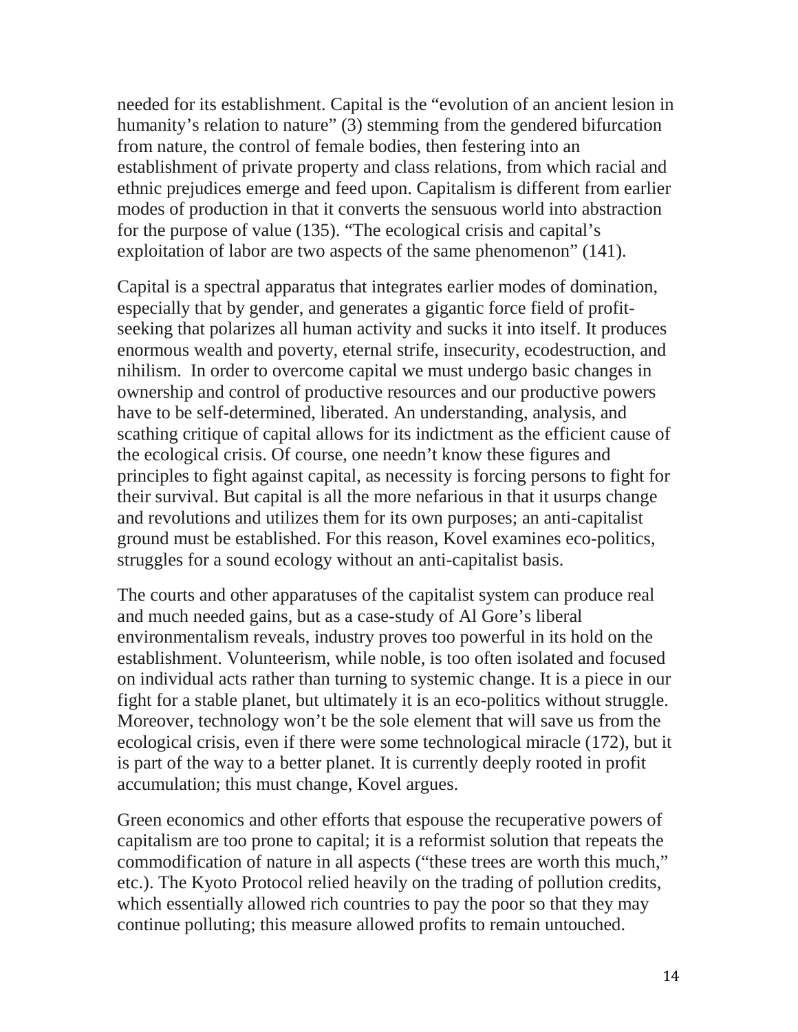needed for its establishment. Capital is the "evolution of an ancient lesion in humanity's relation to nature" (3) stemming from the gendered bifurcation from nature, the control of female bodies, then festering into an establishment of private property and class relations, from which racial and ethnic prejudices emerge and feed upon. Capitalism is different from earlier modes of production in that it converts the sensuous world into abstraction for the purpose of value (135). "The ecological crisis and capital's exploitation of labor are two aspects of the same phenomenon" (141).

Capital is a spectral apparatus that integrates earlier modes of domination, especially that by gender, and generates a gigantic force field of profit-seeking that polarizes all human activity and sucks it into itself. It produces enormous wealth and poverty, eternal strife, insecurity, ecodestruction, and nihilism. In order to overcome capital we must undergo basic changes in ownership and control of productive resources and our productive powers have to be self-determined, liberated. An understanding, analysis, and scathing critique of capital allows for its indictment as the efficient cause of the ecological crisis. Of course, one needn't know these figures and principles to fight against capital, as necessity is forcing persons to fight for their survival. But capital is all the more nefarious in that it usurps change and revolutions and utilizes them for its own purposes; an anti-capitalist ground must be established. For this reason, Kovel examines eco-politics, struggles for a sound ecology without an anti-capitalist basis.

The courts and other apparatuses of the capitalist system can produce real and much needed gains, but as a case-study of Al Gore's liberal environmentalism reveals, industry proves too powerful in its hold on the establishment. Volunteerism, while noble, is too often isolated and focused on individual acts rather than turning to systemic change. It is a piece in our fight for a stable planet, but ultimately it is an eco-politics without struggle. Moreover, technology won't be the sole element that will save us from the ecological crisis, even if there were some technological miracle (172), but it is part of the way to a better planet. It is currently deeply rooted in profit accumulation; this must change, Kovel argues.

Green economics and other efforts that espouse the recuperative powers of capitalism are too prone to capital; it is a reformist solution that repeats the commodification of nature in all aspects ("these trees are worth this much," etc.). The Kyoto Protocol relied heavily on the trading of pollution credits, which essentially allowed rich countries to pay the poor so that they may continue polluting; this measure allowed profits to remain untouched.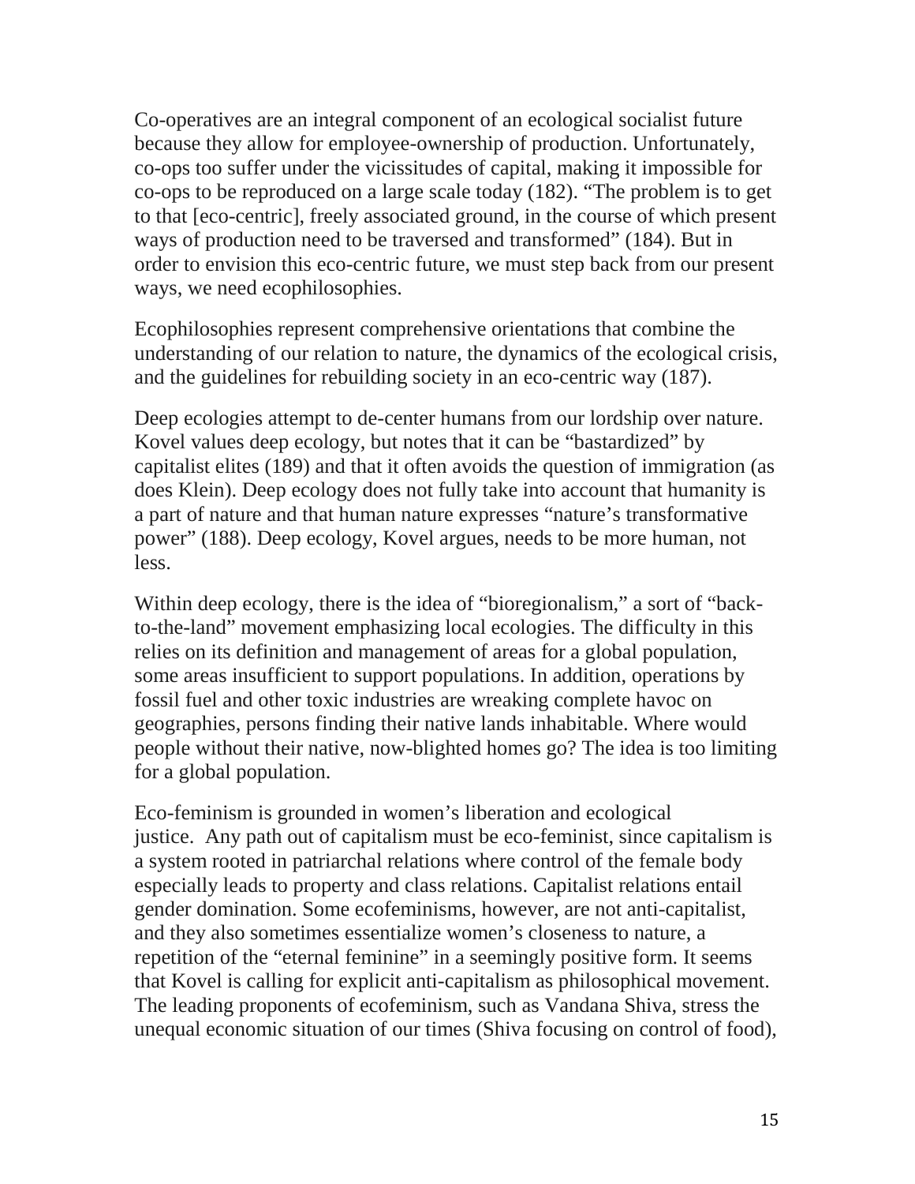Co-operatives are an integral component of an ecological socialist future because they allow for employee-ownership of production. Unfortunately, co-ops too suffer under the vicissitudes of capital, making it impossible for co-ops to be reproduced on a large scale today (182). "The problem is to get to that [eco-centric], freely associated ground, in the course of which present ways of production need to be traversed and transformed" (184). But in order to envision this eco-centric future, we must step back from our present ways, we need ecophilosophies.

Ecophilosophies represent comprehensive orientations that combine the understanding of our relation to nature, the dynamics of the ecological crisis, and the guidelines for rebuilding society in an eco-centric way (187).

Deep ecologies attempt to de-center humans from our lordship over nature. Kovel values deep ecology, but notes that it can be "bastardized" by capitalist elites (189) and that it often avoids the question of immigration (as does Klein). Deep ecology does not fully take into account that humanity is a part of nature and that human nature expresses "nature's transformative power" (188). Deep ecology, Kovel argues, needs to be more human, not less.

Within deep ecology, there is the idea of "bioregionalism," a sort of "back-to-the-land" movement emphasizing local ecologies. The difficulty in this relies on its definition and management of areas for a global population, some areas insufficient to support populations. In addition, operations by fossil fuel and other toxic industries are wreaking complete havoc on geographies, persons finding their native lands inhabitable. Where would people without their native, now-blighted homes go? The idea is too limiting for a global population.

Eco-feminism is grounded in women's liberation and ecological justice. Any path out of capitalism must be eco-feminist, since capitalism is a system rooted in patriarchal relations where control of the female body especially leads to property and class relations. Capitalist relations entail gender domination. Some ecofeminisms, however, are not anti-capitalist, and they also sometimes essentialize women's closeness to nature, a repetition of the "eternal feminine" in a seemingly positive form. It seems that Kovel is calling for explicit anti-capitalism as philosophical movement. The leading proponents of ecofeminism, such as Vandana Shiva, stress the unequal economic situation of our times (Shiva focusing on control of food),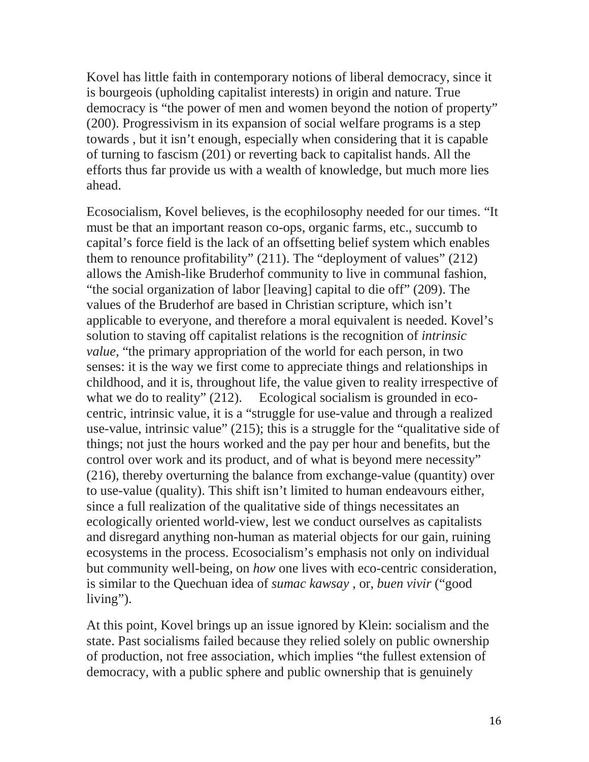Kovel has little faith in contemporary notions of liberal democracy, since it is bourgeois (upholding capitalist interests) in origin and nature. True democracy is "the power of men and women beyond the notion of property" (200). Progressivism in its expansion of social welfare programs is a step towards , but it isn't enough, especially when considering that it is capable of turning to fascism (201) or reverting back to capitalist hands. All the efforts thus far provide us with a wealth of knowledge, but much more lies ahead.

Ecosocialism, Kovel believes, is the ecophilosophy needed for our times. "It must be that an important reason co-ops, organic farms, etc., succumb to capital's force field is the lack of an offsetting belief system which enables them to renounce profitability" (211). The "deployment of values" (212) allows the Amish-like Bruderhof community to live in communal fashion, "the social organization of labor [leaving] capital to die off" (209). The values of the Bruderhof are based in Christian scripture, which isn't applicable to everyone, and therefore a moral equivalent is needed. Kovel's solution to staving off capitalist relations is the recognition of *intrinsic value*, "the primary appropriation of the world for each person, in two senses: it is the way we first come to appreciate things and relationships in childhood, and it is, throughout life, the value given to reality irrespective of what we do to reality" (212). Ecological socialism is grounded in eco-centric, intrinsic value, it is a "struggle for use-value and through a realized use-value, intrinsic value" (215); this is a struggle for the "qualitative side of things; not just the hours worked and the pay per hour and benefits, but the control over work and its product, and of what is beyond mere necessity" (216), thereby overturning the balance from exchange-value (quantity) over to use-value (quality). This shift isn't limited to human endeavours either, since a full realization of the qualitative side of things necessitates an ecologically oriented world-view, lest we conduct ourselves as capitalists and disregard anything non-human as material objects for our gain, ruining ecosystems in the process. Ecosocialism's emphasis not only on individual but community well-being, on *how* one lives with eco-centric consideration, is similar to the Quechuan idea of *sumac kawsay* , or, *buen vivir* ("good living").

At this point, Kovel brings up an issue ignored by Klein: socialism and the state. Past socialisms failed because they relied solely on public ownership of production, not free association, which implies "the fullest extension of democracy, with a public sphere and public ownership that is genuinely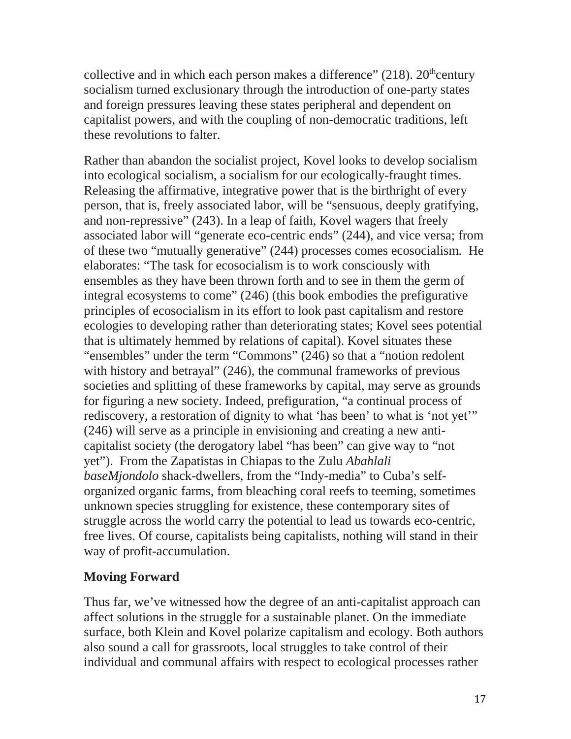collective and in which each person makes a difference" (218). 20th century socialism turned exclusionary through the introduction of one-party states and foreign pressures leaving these states peripheral and dependent on capitalist powers, and with the coupling of non-democratic traditions, left these revolutions to falter.

Rather than abandon the socialist project, Kovel looks to develop socialism into ecological socialism, a socialism for our ecologically-fraught times. Releasing the affirmative, integrative power that is the birthright of every person, that is, freely associated labor, will be "sensuous, deeply gratifying, and non-repressive" (243). In a leap of faith, Kovel wagers that freely associated labor will "generate eco-centric ends" (244), and vice versa; from of these two "mutually generative" (244) processes comes ecosocialism. He elaborates: "The task for ecosocialism is to work consciously with ensembles as they have been thrown forth and to see in them the germ of integral ecosystems to come" (246) (this book embodies the prefigurative principles of ecosocialism in its effort to look past capitalism and restore ecologies to developing rather than deteriorating states; Kovel sees potential that is ultimately hemmed by relations of capital). Kovel situates these "ensembles" under the term "Commons" (246) so that a "notion redolent with history and betrayal" (246), the communal frameworks of previous societies and splitting of these frameworks by capital, may serve as grounds for figuring a new society. Indeed, prefiguration, "a continual process of rediscovery, a restoration of dignity to what 'has been' to what is 'not yet'" (246) will serve as a principle in envisioning and creating a new anti-capitalist society (the derogatory label "has been" can give way to "not yet"). From the Zapatistas in Chiapas to the Zulu *Abahlali baseMjondolo* shack-dwellers, from the "Indy-media" to Cuba's self-organized organic farms, from bleaching coral reefs to teeming, sometimes unknown species struggling for existence, these contemporary sites of struggle across the world carry the potential to lead us towards eco-centric, free lives. Of course, capitalists being capitalists, nothing will stand in their way of profit-accumulation.

## Moving Forward

Thus far, we've witnessed how the degree of an anti-capitalist approach can affect solutions in the struggle for a sustainable planet. On the immediate surface, both Klein and Kovel polarize capitalism and ecology. Both authors also sound a call for grassroots, local struggles to take control of their individual and communal affairs with respect to ecological processes rather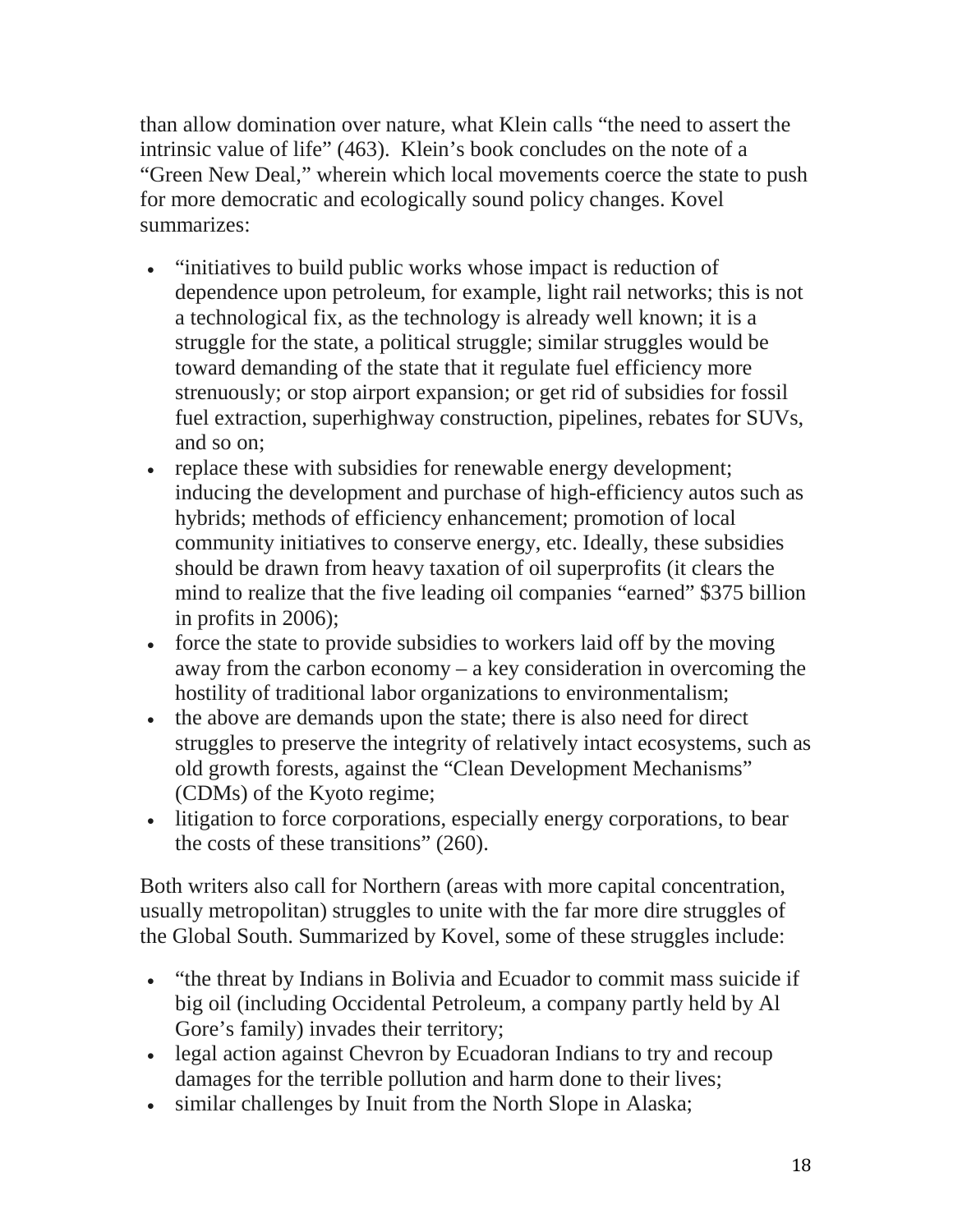than allow domination over nature, what Klein calls "the need to assert the intrinsic value of life" (463). Klein's book concludes on the note of a "Green New Deal," wherein which local movements coerce the state to push for more democratic and ecologically sound policy changes. Kovel summarizes:

- "initiatives to build public works whose impact is reduction of dependence upon petroleum, for example, light rail networks; this is not a technological fix, as the technology is already well known; it is a struggle for the state, a political struggle; similar struggles would be toward demanding of the state that it regulate fuel efficiency more strenuously; or stop airport expansion; or get rid of subsidies for fossil fuel extraction, superhighway construction, pipelines, rebates for SUVs, and so on;
- replace these with subsidies for renewable energy development; inducing the development and purchase of high-efficiency autos such as hybrids; methods of efficiency enhancement; promotion of local community initiatives to conserve energy, etc. Ideally, these subsidies should be drawn from heavy taxation of oil superprofits (it clears the mind to realize that the five leading oil companies "earned" $375 billion in profits in 2006);
- force the state to provide subsidies to workers laid off by the moving away from the carbon economy – a key consideration in overcoming the hostility of traditional labor organizations to environmentalism;
- the above are demands upon the state; there is also need for direct struggles to preserve the integrity of relatively intact ecosystems, such as old growth forests, against the "Clean Development Mechanisms" (CDMs) of the Kyoto regime;
- litigation to force corporations, especially energy corporations, to bear the costs of these transitions" (260).

Both writers also call for Northern (areas with more capital concentration, usually metropolitan) struggles to unite with the far more dire struggles of the Global South. Summarized by Kovel, some of these struggles include:

- "the threat by Indians in Bolivia and Ecuador to commit mass suicide if big oil (including Occidental Petroleum, a company partly held by Al Gore's family) invades their territory;
- legal action against Chevron by Ecuadoran Indians to try and recoup damages for the terrible pollution and harm done to their lives;
- similar challenges by Inuit from the North Slope in Alaska;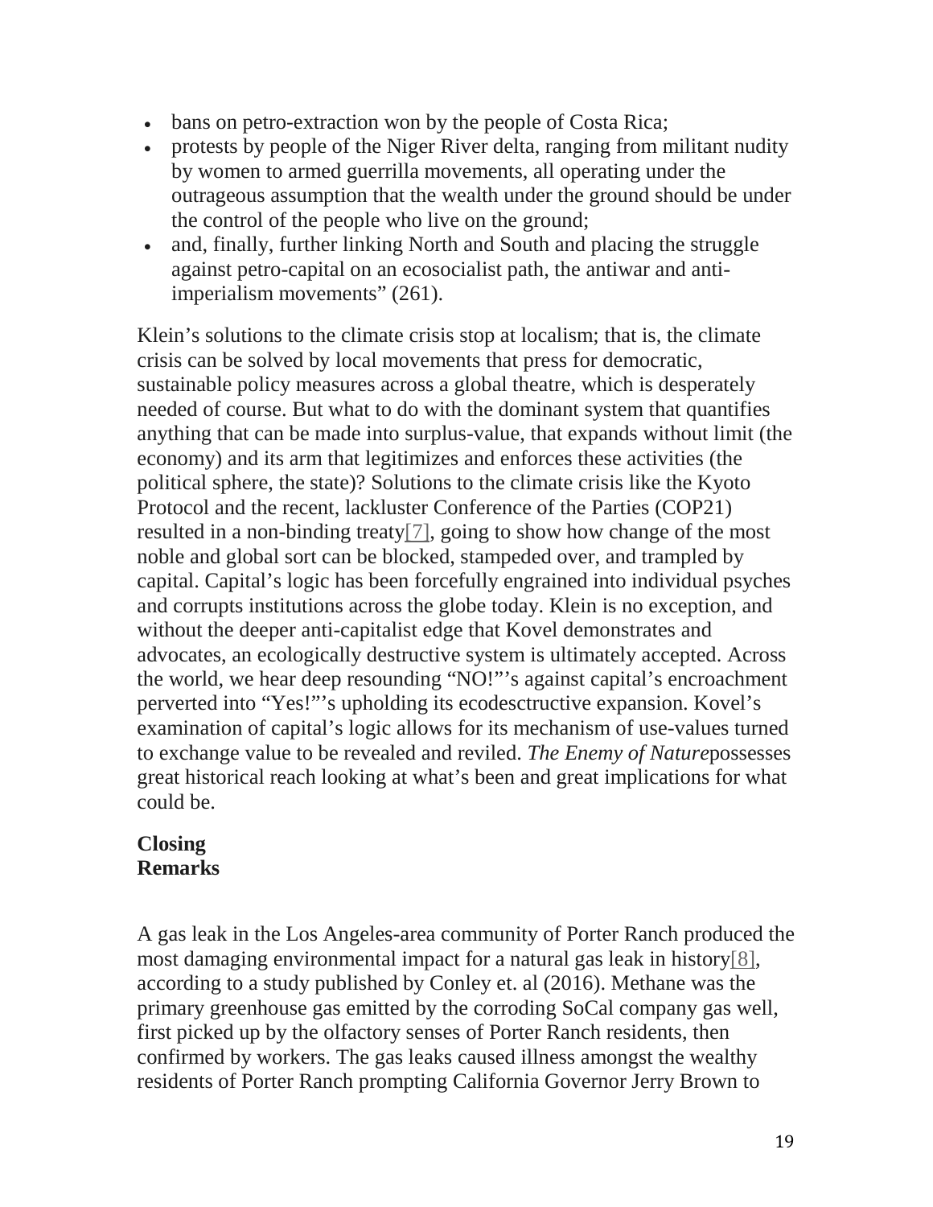- bans on petro-extraction won by the people of Costa Rica;
- protests by people of the Niger River delta, ranging from militant nudity by women to armed guerrilla movements, all operating under the outrageous assumption that the wealth under the ground should be under the control of the people who live on the ground;
- and, finally, further linking North and South and placing the struggle against petro-capital on an ecosocialist path, the antiwar and anti-imperialism movements" (261).

Klein's solutions to the climate crisis stop at localism; that is, the climate crisis can be solved by local movements that press for democratic, sustainable policy measures across a global theatre, which is desperately needed of course. But what to do with the dominant system that quantifies anything that can be made into surplus-value, that expands without limit (the economy) and its arm that legitimizes and enforces these activities (the political sphere, the state)? Solutions to the climate crisis like the Kyoto Protocol and the recent, lackluster Conference of the Parties (COP21) resulted in a non-binding treaty[7], going to show how change of the most noble and global sort can be blocked, stampeded over, and trampled by capital. Capital's logic has been forcefully engrained into individual psyches and corrupts institutions across the globe today. Klein is no exception, and without the deeper anti-capitalist edge that Kovel demonstrates and advocates, an ecologically destructive system is ultimately accepted. Across the world, we hear deep resounding "NO!"'s against capital's encroachment perverted into "Yes!"'s upholding its ecodesctructive expansion. Kovel's examination of capital's logic allows for its mechanism of use-values turned to exchange value to be revealed and reviled. *The Enemy of Nature*possesses great historical reach looking at what's been and great implications for what could be.

**Closing Remarks**

A gas leak in the Los Angeles-area community of Porter Ranch produced the most damaging environmental impact for a natural gas leak in history[8], according to a study published by Conley et. al (2016). Methane was the primary greenhouse gas emitted by the corroding SoCal company gas well, first picked up by the olfactory senses of Porter Ranch residents, then confirmed by workers. The gas leaks caused illness amongst the wealthy residents of Porter Ranch prompting California Governor Jerry Brown to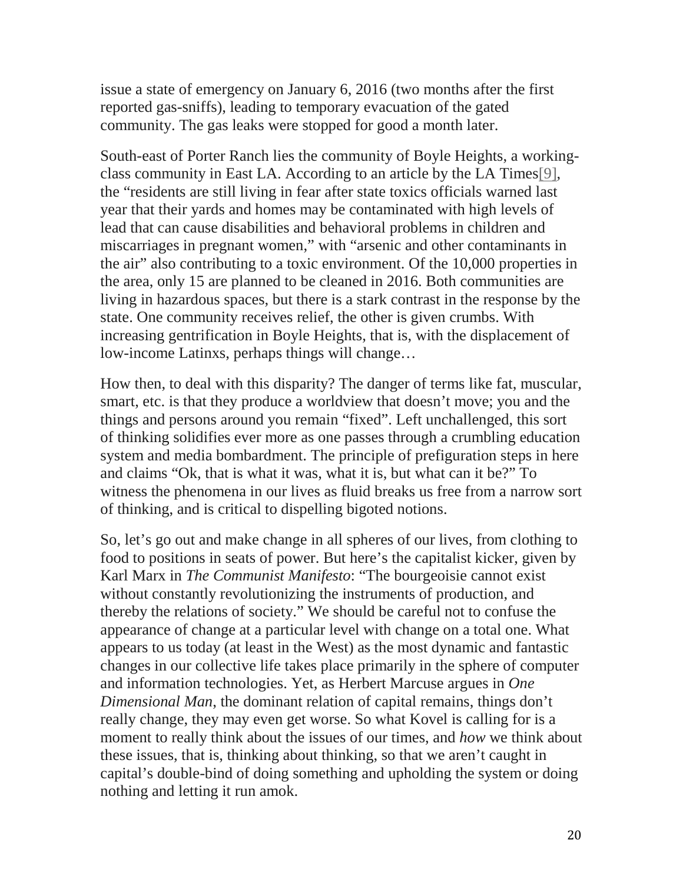issue a state of emergency on January 6, 2016 (two months after the first reported gas-sniffs), leading to temporary evacuation of the gated community. The gas leaks were stopped for good a month later.

South-east of Porter Ranch lies the community of Boyle Heights, a working-class community in East LA. According to an article by the LA Times[9], the "residents are still living in fear after state toxics officials warned last year that their yards and homes may be contaminated with high levels of lead that can cause disabilities and behavioral problems in children and miscarriages in pregnant women," with "arsenic and other contaminants in the air" also contributing to a toxic environment. Of the 10,000 properties in the area, only 15 are planned to be cleaned in 2016. Both communities are living in hazardous spaces, but there is a stark contrast in the response by the state. One community receives relief, the other is given crumbs. With increasing gentrification in Boyle Heights, that is, with the displacement of low-income Latinxs, perhaps things will change…

How then, to deal with this disparity? The danger of terms like fat, muscular, smart, etc. is that they produce a worldview that doesn't move; you and the things and persons around you remain "fixed". Left unchallenged, this sort of thinking solidifies ever more as one passes through a crumbling education system and media bombardment. The principle of prefiguration steps in here and claims "Ok, that is what it was, what it is, but what can it be?" To witness the phenomena in our lives as fluid breaks us free from a narrow sort of thinking, and is critical to dispelling bigoted notions.

So, let's go out and make change in all spheres of our lives, from clothing to food to positions in seats of power. But here's the capitalist kicker, given by Karl Marx in *The Communist Manifesto*: "The bourgeoisie cannot exist without constantly revolutionizing the instruments of production, and thereby the relations of society." We should be careful not to confuse the appearance of change at a particular level with change on a total one. What appears to us today (at least in the West) as the most dynamic and fantastic changes in our collective life takes place primarily in the sphere of computer and information technologies. Yet, as Herbert Marcuse argues in *One Dimensional Man*, the dominant relation of capital remains, things don't really change, they may even get worse. So what Kovel is calling for is a moment to really think about the issues of our times, and *how* we think about these issues, that is, thinking about thinking, so that we aren't caught in capital's double-bind of doing something and upholding the system or doing nothing and letting it run amok.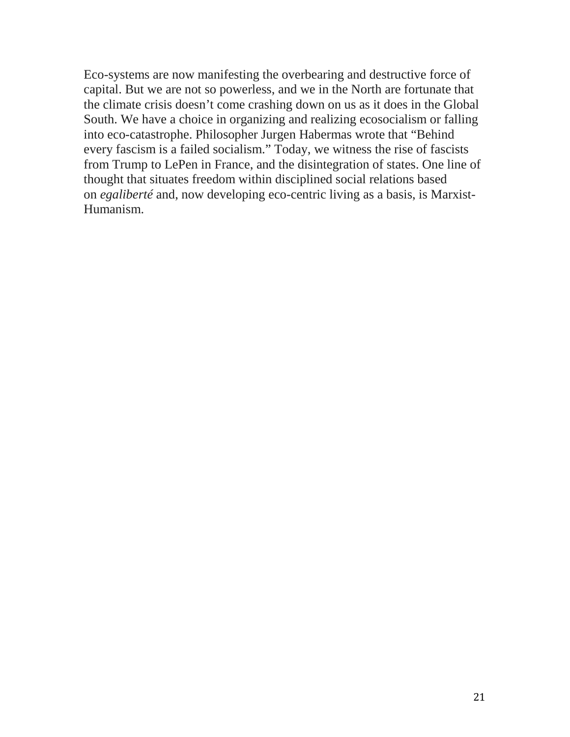Eco-systems are now manifesting the overbearing and destructive force of capital. But we are not so powerless, and we in the North are fortunate that the climate crisis doesn't come crashing down on us as it does in the Global South. We have a choice in organizing and realizing ecosocialism or falling into eco-catastrophe. Philosopher Jurgen Habermas wrote that "Behind every fascism is a failed socialism." Today, we witness the rise of fascists from Trump to LePen in France, and the disintegration of states. One line of thought that situates freedom within disciplined social relations based on *egaliberté* and, now developing eco-centric living as a basis, is Marxist-Humanism.